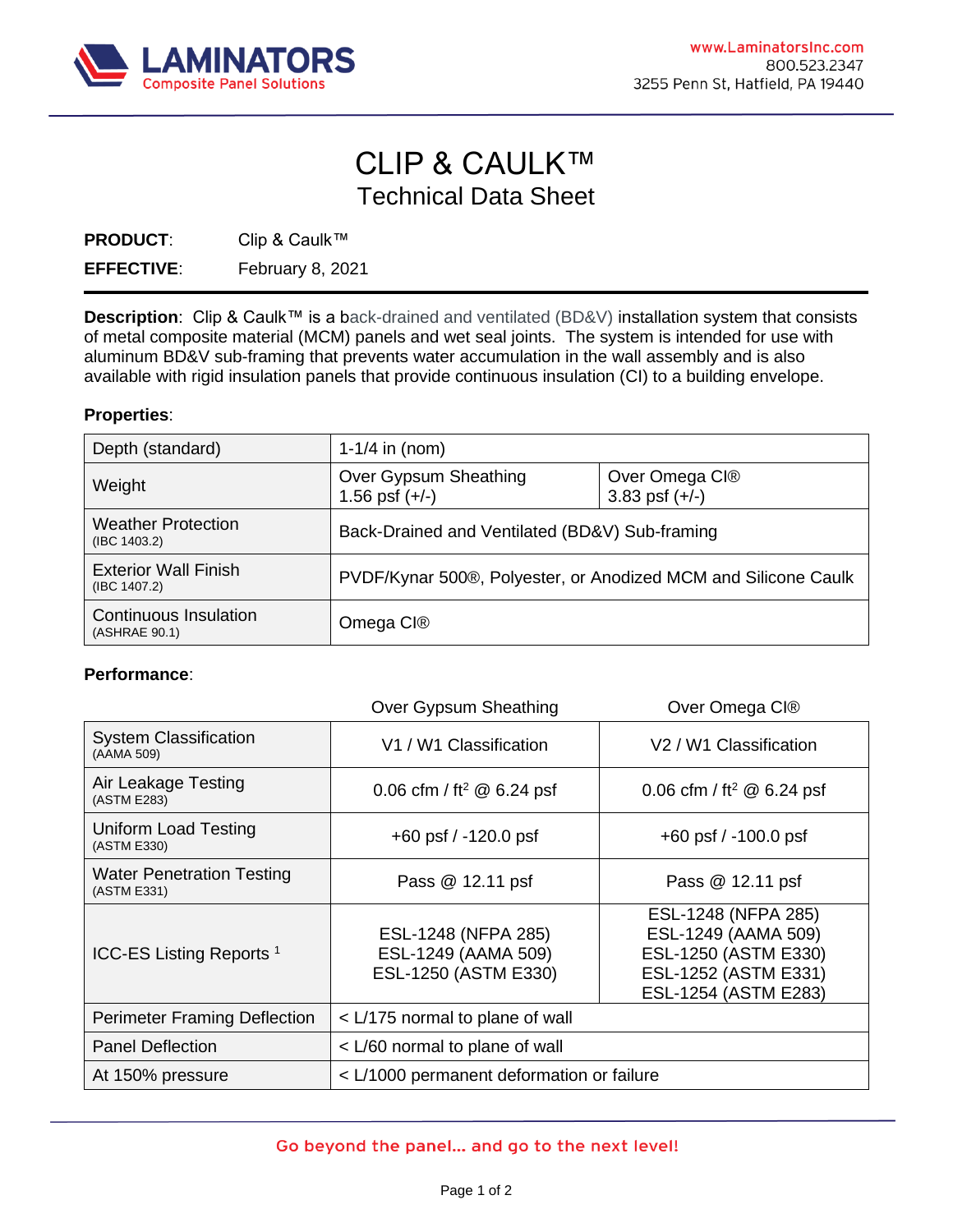LAMINATORS
Composite Panel Solutions

www.LaminatorsInc.com
800.523.2347
3255 Penn St, Hatfield, PA 19440

# CLIP & CAULK™
## Technical Data Sheet

**PRODUCT**: Clip & Caulk™

**EFFECTIVE**: February 8, 2021

**Description**: Clip & Caulk™ is a back-drained and ventilated (BD&V) installation system that consists of metal composite material (MCM) panels and wet seal joints. The system is intended for use with aluminum BD&V sub-framing that prevents water accumulation in the wall assembly and is also available with rigid insulation panels that provide continuous insulation (CI) to a building envelope.

**Properties**:

| | | |
|---|---|---|
| Depth (standard) | 1-1/4 in (nom) | |
| Weight | Over Gypsum Sheathing 1.56 psf (+/-) | Over Omega CI® 3.83 psf (+/-) |
| Weather Protection (IBC 1403.2) | Back-Drained and Ventilated (BD&V) Sub-framing | |
| Exterior Wall Finish (IBC 1407.2) | PVDF/Kynar 500®, Polyester, or Anodized MCM and Silicone Caulk | |
| Continuous Insulation (ASHRAE 90.1) | Omega CI® | |

**Performance**:

| | Over Gypsum Sheathing | Over Omega CI® |
|---|---|---|
| System Classification (AAMA 509) | V1 / W1 Classification | V2 / W1 Classification |
| Air Leakage Testing (ASTM E283) | 0.06 cfm / ft² @ 6.24 psf | 0.06 cfm / ft² @ 6.24 psf |
| Uniform Load Testing (ASTM E330) | +60 psf / -120.0 psf | +60 psf / -100.0 psf |
| Water Penetration Testing (ASTM E331) | Pass @ 12.11 psf | Pass @ 12.11 psf |
| ICC-ES Listing Reports [1] | ESL-1248 (NFPA 285)<br>ESL-1249 (AAMA 509)<br>ESL-1250 (ASTM E330) | ESL-1248 (NFPA 285)<br>ESL-1249 (AAMA 509)<br>ESL-1250 (ASTM E330)<br>ESL-1252 (ASTM E331)<br>ESL-1254 (ASTM E283) |
| Perimeter Framing Deflection | < L/175 normal to plane of wall | |
| Panel Deflection | < L/60 normal to plane of wall | |
| At 150% pressure | < L/1000 permanent deformation or failure | |

Go beyond the panel… and go to the next level!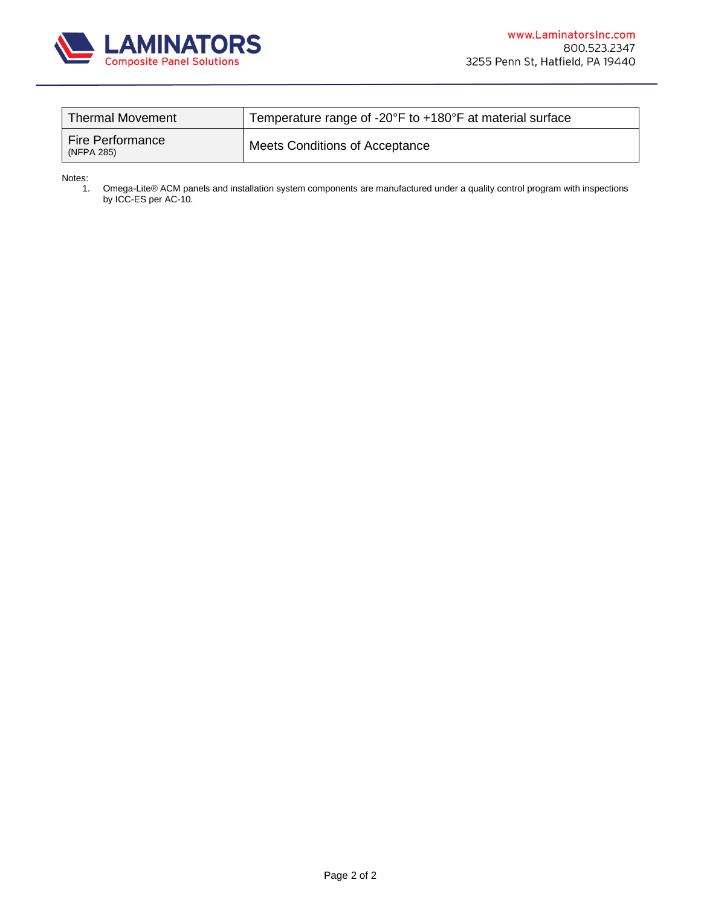| | |
|---|---|
| Thermal Movement | Temperature range of -20°F to +180°F at material surface |
| Fire Performance (NFPA 285) | Meets Conditions of Acceptance |

Notes:

1. Omega-Lite® ACM panels and installation system components are manufactured under a quality control program with inspections by ICC-ES per AC-10.